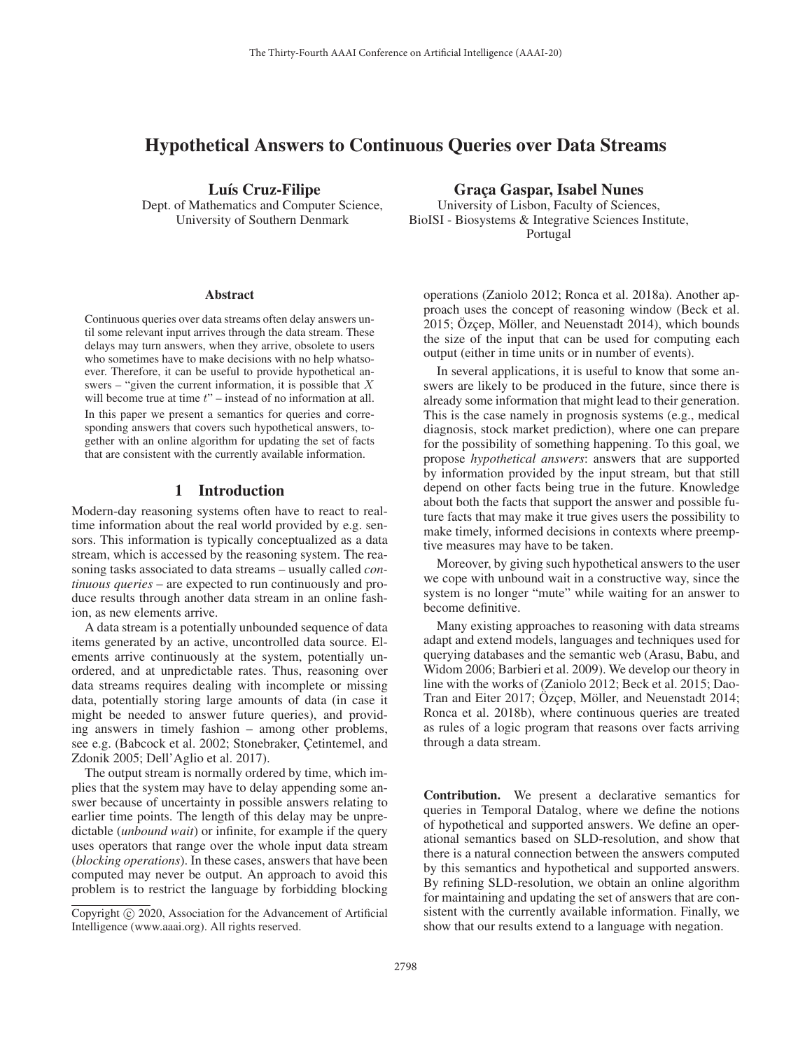# Hypothetical Answers to Continuous Queries over Data Streams

**Luís Cruz-Filipe**
Dept. of Mathematics and Computer Science,
University of Southern Denmark

**Graça Gaspar, Isabel Nunes**
University of Lisbon, Faculty of Sciences,
BioISI - Biosystems & Integrative Sciences Institute,
Portugal

### Abstract

Continuous queries over data streams often delay answers until some relevant input arrives through the data stream. These delays may turn answers, when they arrive, obsolete to users who sometimes have to make decisions with no help whatsoever. Therefore, it can be useful to provide hypothetical answers – "given the current information, it is possible that $X$ will become true at time $t$" – instead of no information at all.

In this paper we present a semantics for queries and corresponding answers that covers such hypothetical answers, together with an online algorithm for updating the set of facts that are consistent with the currently available information.

## 1 Introduction

Modern-day reasoning systems often have to react to real-time information about the real world provided by e.g. sensors. This information is typically conceptualized as a data stream, which is accessed by the reasoning system. The reasoning tasks associated to data streams – usually called *continuous queries* – are expected to run continuously and produce results through another data stream in an online fashion, as new elements arrive.

A data stream is a potentially unbounded sequence of data items generated by an active, uncontrolled data source. Elements arrive continuously at the system, potentially unordered, and at unpredictable rates. Thus, reasoning over data streams requires dealing with incomplete or missing data, potentially storing large amounts of data (in case it might be needed to answer future queries), and providing answers in timely fashion – among other problems, see e.g. (Babcock et al. 2002; Stonebraker, Çetintemel, and Zdonik 2005; Dell'Aglio et al. 2017).

The output stream is normally ordered by time, which implies that the system may have to delay appending some answer because of uncertainty in possible answers relating to earlier time points. The length of this delay may be unpredictable (*unbound wait*) or infinite, for example if the query uses operators that range over the whole input data stream (*blocking operations*). In these cases, answers that have been computed may never be output. An approach to avoid this problem is to restrict the language by forbidding blocking operations (Zaniolo 2012; Ronca et al. 2018a). Another approach uses the concept of reasoning window (Beck et al. 2015; Özçep, Möller, and Neuenstadt 2014), which bounds the size of the input that can be used for computing each output (either in time units or in number of events).

In several applications, it is useful to know that some answers are likely to be produced in the future, since there is already some information that might lead to their generation. This is the case namely in prognosis systems (e.g., medical diagnosis, stock market prediction), where one can prepare for the possibility of something happening. To this goal, we propose *hypothetical answers*: answers that are supported by information provided by the input stream, but that still depend on other facts being true in the future. Knowledge about both the facts that support the answer and possible future facts that may make it true gives users the possibility to make timely, informed decisions in contexts where preemptive measures may have to be taken.

Moreover, by giving such hypothetical answers to the user we cope with unbound wait in a constructive way, since the system is no longer "mute" while waiting for an answer to become definitive.

Many existing approaches to reasoning with data streams adapt and extend models, languages and techniques used for querying databases and the semantic web (Arasu, Babu, and Widom 2006; Barbieri et al. 2009). We develop our theory in line with the works of (Zaniolo 2012; Beck et al. 2015; Dao-Tran and Eiter 2017; Özçep, Möller, and Neuenstadt 2014; Ronca et al. 2018b), where continuous queries are treated as rules of a logic program that reasons over facts arriving through a data stream.

**Contribution.** We present a declarative semantics for queries in Temporal Datalog, where we define the notions of hypothetical and supported answers. We define an operational semantics based on SLD-resolution, and show that there is a natural connection between the answers computed by this semantics and hypothetical and supported answers. By refining SLD-resolution, we obtain an online algorithm for maintaining and updating the set of answers that are consistent with the currently available information. Finally, we show that our results extend to a language with negation.

Copyright © 2020, Association for the Advancement of Artificial Intelligence (www.aaai.org). All rights reserved.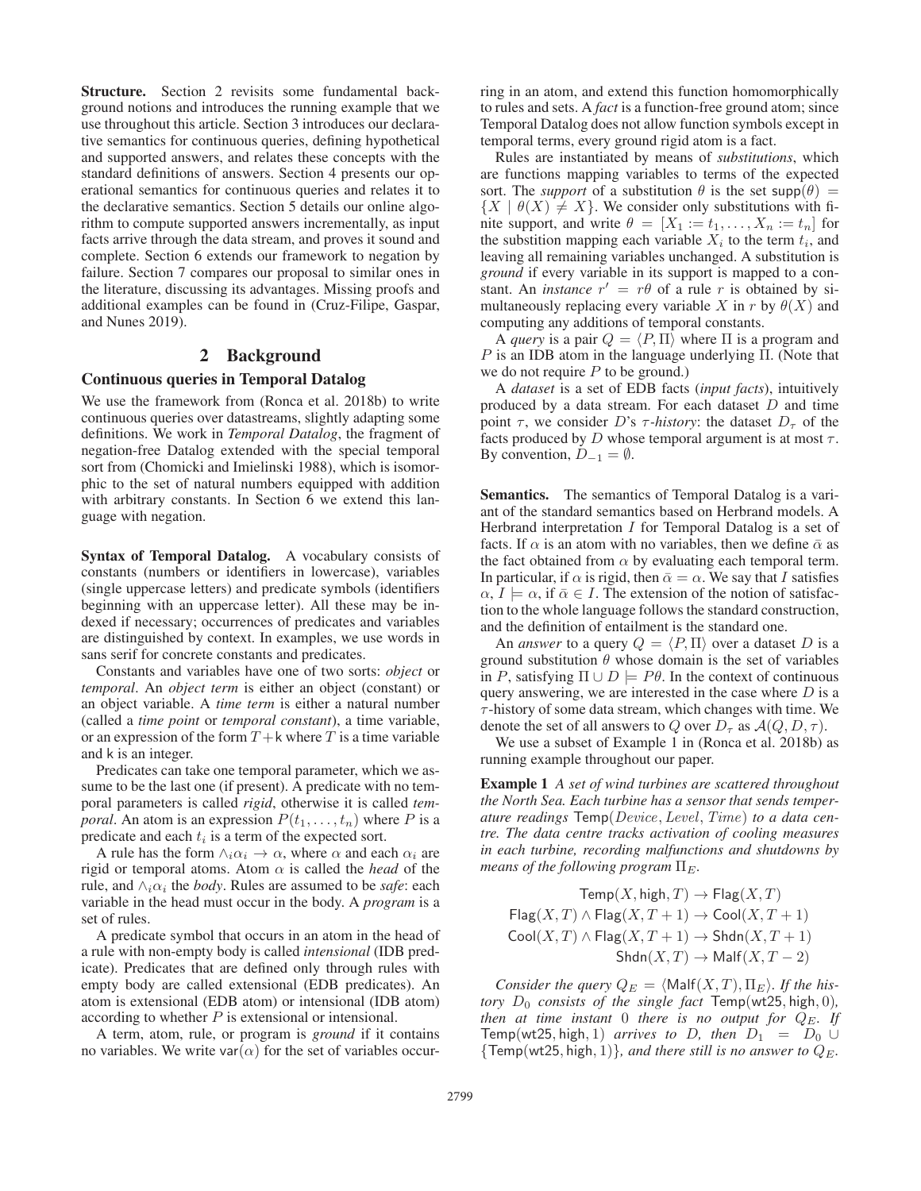**Structure.** Section 2 revisits some fundamental background notions and introduces the running example that we use throughout this article. Section 3 introduces our declarative semantics for continuous queries, defining hypothetical and supported answers, and relates these concepts with the standard definitions of answers. Section 4 presents our operational semantics for continuous queries and relates it to the declarative semantics. Section 5 details our online algorithm to compute supported answers incrementally, as input facts arrive through the data stream, and proves it sound and complete. Section 6 extends our framework to negation by failure. Section 7 compares our proposal to similar ones in the literature, discussing its advantages. Missing proofs and additional examples can be found in (Cruz-Filipe, Gaspar, and Nunes 2019).

## 2 Background

### Continuous queries in Temporal Datalog

We use the framework from (Ronca et al. 2018b) to write continuous queries over datastreams, slightly adapting some definitions. We work in *Temporal Datalog*, the fragment of negation-free Datalog extended with the special temporal sort from (Chomicki and Imielinski 1988), which is isomorphic to the set of natural numbers equipped with addition with arbitrary constants. In Section 6 we extend this language with negation.

**Syntax of Temporal Datalog.** A vocabulary consists of constants (numbers or identifiers in lowercase), variables (single uppercase letters) and predicate symbols (identifiers beginning with an uppercase letter). All these may be indexed if necessary; occurrences of predicates and variables are distinguished by context. In examples, we use words in sans serif for concrete constants and predicates.

Constants and variables have one of two sorts: *object* or *temporal*. An *object term* is either an object (constant) or an object variable. A *time term* is either a natural number (called a *time point* or *temporal constant*), a time variable, or an expression of the form $T+\mathsf{k}$ where $T$ is a time variable and k is an integer.

Predicates can take one temporal parameter, which we assume to be the last one (if present). A predicate with no temporal parameters is called *rigid*, otherwise it is called *temporal*. An atom is an expression $P(t_1,\ldots,t_n)$ where $P$ is a predicate and each $t_i$ is a term of the expected sort.

A rule has the form $\wedge_i\alpha_i \to \alpha$, where $\alpha$ and each $\alpha_i$ are rigid or temporal atoms. Atom $\alpha$ is called the *head* of the rule, and $\wedge_i\alpha_i$ the *body*. Rules are assumed to be *safe*: each variable in the head must occur in the body. A *program* is a set of rules.

A predicate symbol that occurs in an atom in the head of a rule with non-empty body is called *intensional* (IDB predicate). Predicates that are defined only through rules with empty body are called extensional (EDB predicates). An atom is extensional (EDB atom) or intensional (IDB atom) according to whether $P$ is extensional or intensional.

A term, atom, rule, or program is *ground* if it contains no variables. We write $\mathsf{var}(\alpha)$ for the set of variables occurring in an atom, and extend this function homomorphically to rules and sets. A *fact* is a function-free ground atom; since Temporal Datalog does not allow function symbols except in temporal terms, every ground rigid atom is a fact.

Rules are instantiated by means of *substitutions*, which are functions mapping variables to terms of the expected sort. The *support* of a substitution $\theta$ is the set $\mathsf{supp}(\theta) = \{X \mid \theta(X) \neq X\}$. We consider only substitutions with finite support, and write $\theta = [X_1 := t_1, \ldots, X_n := t_n]$ for the substition mapping each variable $X_i$ to the term $t_i$, and leaving all remaining variables unchanged. A substitution is *ground* if every variable in its support is mapped to a constant. An *instance* $r' = r\theta$ of a rule $r$ is obtained by simultaneously replacing every variable $X$ in $r$ by $\theta(X)$ and computing any additions of temporal constants.

A *query* is a pair $Q = \langle P, \Pi\rangle$ where $\Pi$ is a program and $P$ is an IDB atom in the language underlying $\Pi$. (Note that we do not require $P$ to be ground.)

A *dataset* is a set of EDB facts (*input facts*), intuitively produced by a data stream. For each dataset $D$ and time point $\tau$, we consider $D$'s $\tau$-*history*: the dataset $D_\tau$ of the facts produced by $D$ whose temporal argument is at most $\tau$. By convention, $D_{-1} = \emptyset$.

**Semantics.** The semantics of Temporal Datalog is a variant of the standard semantics based on Herbrand models. A Herbrand interpretation $I$ for Temporal Datalog is a set of facts. If $\alpha$ is an atom with no variables, then we define $\bar\alpha$ as the fact obtained from $\alpha$ by evaluating each temporal term. In particular, if $\alpha$ is rigid, then $\bar\alpha = \alpha$. We say that $I$ satisfies $\alpha$, $I \models \alpha$, if $\bar\alpha \in I$. The extension of the notion of satisfaction to the whole language follows the standard construction, and the definition of entailment is the standard one.

An *answer* to a query $Q = \langle P, \Pi\rangle$ over a dataset $D$ is a ground substitution $\theta$ whose domain is the set of variables in $P$, satisfying $\Pi \cup D \models P\theta$. In the context of continuous query answering, we are interested in the case where $D$ is a $\tau$-history of some data stream, which changes with time. We denote the set of all answers to $Q$ over $D_\tau$ as $\mathcal{A}(Q, D, \tau)$.

We use a subset of Example 1 in (Ronca et al. 2018b) as running example throughout our paper.

**Example 1** *A set of wind turbines are scattered throughout the North Sea. Each turbine has a sensor that sends temperature readings* $\mathsf{Temp}(Device, Level, Time)$ *to a data centre. The data centre tracks activation of cooling measures in each turbine, recording malfunctions and shutdowns by means of the following program* $\Pi_E$.

$$\begin{aligned}
\mathsf{Temp}(X,\mathsf{high},T) &\to \mathsf{Flag}(X,T)\\
\mathsf{Flag}(X,T)\wedge\mathsf{Flag}(X,T+1) &\to \mathsf{Cool}(X,T+1)\\
\mathsf{Cool}(X,T)\wedge\mathsf{Flag}(X,T+1) &\to \mathsf{Shdn}(X,T+1)\\
\mathsf{Shdn}(X,T) &\to \mathsf{Malf}(X,T-2)
\end{aligned}$$

*Consider the query* $Q_E = \langle\mathsf{Malf}(X,T),\Pi_E\rangle$. *If the history* $D_0$ *consists of the single fact* $\mathsf{Temp}(\mathsf{wt25},\mathsf{high},0)$*, then at time instant* $0$ *there is no output for* $Q_E$*. If* $\mathsf{Temp}(\mathsf{wt25},\mathsf{high},1)$ *arrives to* $D$*, then* $D_1 = D_0 \cup \{\mathsf{Temp}(\mathsf{wt25},\mathsf{high},1)\}$*, and there still is no answer to* $Q_E$*.*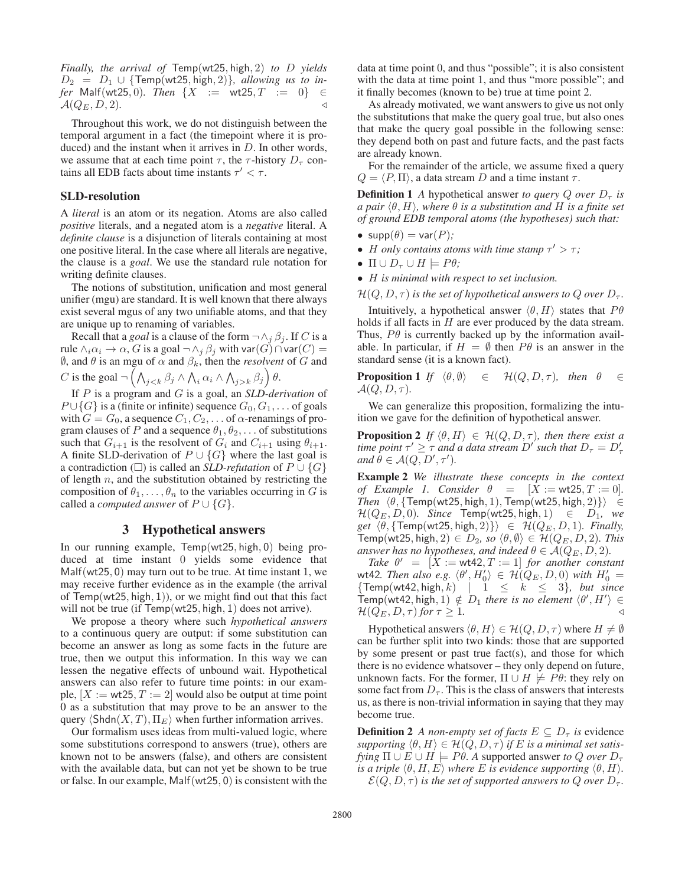*Finally, the arrival of* $\mathsf{Temp}(\mathsf{wt25}, \mathsf{high}, 2)$ *to* $D$ *yields* $D_2 = D_1 \cup \{\mathsf{Temp}(\mathsf{wt25}, \mathsf{high}, 2)\}$*, allowing us to infer* $\mathsf{Malf}(\mathsf{wt25}, 0)$*. Then* $\{X := \mathsf{wt25}, T := 0\} \in \mathcal{A}(Q_E, D, 2)$. ◁

Throughout this work, we do not distinguish between the temporal argument in a fact (the timepoint where it is produced) and the instant when it arrives in $D$. In other words, we assume that at each time point $\tau$, the $\tau$-history $D_\tau$ contains all EDB facts about time instants $\tau' < \tau$.

## SLD-resolution

A *literal* is an atom or its negation. Atoms are also called *positive* literals, and a negated atom is a *negative* literal. A *definite clause* is a disjunction of literals containing at most one positive literal. In the case where all literals are negative, the clause is a *goal*. We use the standard rule notation for writing definite clauses.

The notions of substitution, unification and most general unifier (mgu) are standard. It is well known that there always exist several mgus of any two unifiable atoms, and that they are unique up to renaming of variables.

Recall that a *goal* is a clause of the form $\neg \wedge_j \beta_j$. If $C$ is a rule $\wedge_i \alpha_i \rightarrow \alpha$, $G$ is a goal $\neg \wedge_j \beta_j$ with $\mathsf{var}(G) \cap \mathsf{var}(C) = \emptyset$, and $\theta$ is an mgu of $\alpha$ and $\beta_k$, then the *resolvent* of $G$ and $C$ is the goal $\neg \left( \bigwedge_{j<k} \beta_j \wedge \bigwedge_i \alpha_i \wedge \bigwedge_{j>k} \beta_j \right) \theta$.

If $P$ is a program and $G$ is a goal, an *SLD-derivation* of $P \cup \{G\}$ is a (finite or infinite) sequence $G_0, G_1, \ldots$ of goals with $G = G_0$, a sequence $C_1, C_2, \ldots$ of $\alpha$-renamings of program clauses of $P$ and a sequence $\theta_1, \theta_2, \ldots$ of substitutions such that $G_{i+1}$ is the resolvent of $G_i$ and $C_{i+1}$ using $\theta_{i+1}$. A finite SLD-derivation of $P \cup \{G\}$ where the last goal is a contradiction ($\Box$) is called an *SLD-refutation* of $P \cup \{G\}$ of length $n$, and the substitution obtained by restricting the composition of $\theta_1, \ldots, \theta_n$ to the variables occurring in $G$ is called a *computed answer* of $P \cup \{G\}$.

# 3 Hypothetical answers

In our running example, $\mathsf{Temp}(\mathsf{wt25}, \mathsf{high}, 0)$ being produced at time instant 0 yields some evidence that $\mathsf{Malf}(\mathsf{wt25}, 0)$ may turn out to be true. At time instant 1, we may receive further evidence as in the example (the arrival of $\mathsf{Temp}(\mathsf{wt25}, \mathsf{high}, 1)$), or we might find out that this fact will not be true (if $\mathsf{Temp}(\mathsf{wt25}, \mathsf{high}, 1)$ does not arrive).

We propose a theory where such *hypothetical answers* to a continuous query are output: if some substitution can become an answer as long as some facts in the future are true, then we output this information. In this way we can lessen the negative effects of unbound wait. Hypothetical answers can also refer to future time points: in our example, $[X := \mathsf{wt25}, T := 2]$ would also be output at time point 0 as a substitution that may prove to be an answer to the query $\langle \mathsf{Shdn}(X, T), \Pi_E \rangle$ when further information arrives.

Our formalism uses ideas from multi-valued logic, where some substitutions correspond to answers (true), others are known not to be answers (false), and others are consistent with the available data, but can not yet be shown to be true or false. In our example, $\mathsf{Malf}(\mathsf{wt25}, 0)$ is consistent with the data at time point 0, and thus "possible"; it is also consistent with the data at time point 1, and thus "more possible"; and it finally becomes (known to be) true at time point 2.

As already motivated, we want answers to give us not only the substitutions that make the query goal true, but also ones that make the query goal possible in the following sense: they depend both on past and future facts, and the past facts are already known.

For the remainder of the article, we assume fixed a query $Q = \langle P, \Pi \rangle$, a data stream $D$ and a time instant $\tau$.

**Definition 1** *A* hypothetical answer *to query* $Q$ *over* $D_\tau$ *is a pair* $\langle \theta, H \rangle$*, where* $\theta$ *is a substitution and* $H$ *is a finite set of ground EDB temporal atoms (the hypotheses) such that:*

- $\mathsf{supp}(\theta) = \mathsf{var}(P)$*;*
- $H$ *only contains atoms with time stamp* $\tau' > \tau$*;*
- $\Pi \cup D_\tau \cup H \models P\theta$*;*
- $H$ *is minimal with respect to set inclusion.*

$\mathcal{H}(Q, D, \tau)$ *is the set of hypothetical answers to* $Q$ *over* $D_\tau$.

Intuitively, a hypothetical answer $\langle \theta, H \rangle$ states that $P\theta$ holds if all facts in $H$ are ever produced by the data stream. Thus, $P\theta$ is currently backed up by the information available. In particular, if $H = \emptyset$ then $P\theta$ is an answer in the standard sense (it is a known fact).

**Proposition 1** *If* $\langle \theta, \emptyset \rangle \in \mathcal{H}(Q, D, \tau)$*, then* $\theta \in \mathcal{A}(Q, D, \tau)$.

We can generalize this proposition, formalizing the intuition we gave for the definition of hypothetical answer.

**Proposition 2** *If* $\langle \theta, H \rangle \in \mathcal{H}(Q, D, \tau)$*, then there exist a time point* $\tau' \geq \tau$ *and a data stream* $D'$ *such that* $D_\tau = D'_\tau$ *and* $\theta \in \mathcal{A}(Q, D', \tau')$.

**Example 2** *We illustrate these concepts in the context of Example 1. Consider* $\theta = [X := \mathsf{wt25}, T := 0]$*. Then* $\langle \theta, \{\mathsf{Temp}(\mathsf{wt25}, \mathsf{high}, 1), \mathsf{Temp}(\mathsf{wt25}, \mathsf{high}, 2)\} \rangle \in \mathcal{H}(Q_E, D, 0)$*. Since* $\mathsf{Temp}(\mathsf{wt25}, \mathsf{high}, 1) \in D_1$*, we get* $\langle \theta, \{\mathsf{Temp}(\mathsf{wt25}, \mathsf{high}, 2)\} \rangle \in \mathcal{H}(Q_E, D, 1)$*. Finally,* $\mathsf{Temp}(\mathsf{wt25}, \mathsf{high}, 2) \in D_2$*, so* $\langle \theta, \emptyset \rangle \in \mathcal{H}(Q_E, D, 2)$*. This answer has no hypotheses, and indeed* $\theta \in \mathcal{A}(Q_E, D, 2)$.

*Take* $\theta' = [X := \mathsf{wt42}, T := 1]$ *for another constant* $\mathsf{wt42}$*. Then also e.g.* $\langle \theta', H'_0 \rangle \in \mathcal{H}(Q_E, D, 0)$ *with* $H'_0 = \{\mathsf{Temp}(\mathsf{wt42}, \mathsf{high}, k) \mid 1 \leq k \leq 3\}$*, but since* $\mathsf{Temp}(\mathsf{wt42}, \mathsf{high}, 1) \notin D_1$ *there is no element* $\langle \theta', H' \rangle \in \mathcal{H}(Q_E, D, \tau)$ *for* $\tau \geq 1$. ◁

Hypothetical answers $\langle \theta, H \rangle \in \mathcal{H}(Q, D, \tau)$ where $H \neq \emptyset$ can be further split into two kinds: those that are supported by some present or past true fact(s), and those for which there is no evidence whatsoever – they only depend on future, unknown facts. For the former, $\Pi \cup H \not\models P\theta$: they rely on some fact from $D_\tau$. This is the class of answers that interests us, as there is non-trivial information in saying that they may become true.

**Definition 2** *A non-empty set of facts* $E \subseteq D_\tau$ *is* evidence *supporting* $\langle \theta, H \rangle \in \mathcal{H}(Q, D, \tau)$ *if* $E$ *is a minimal set satisfying* $\Pi \cup E \cup H \models P\theta$*. A* supported answer *to* $Q$ *over* $D_\tau$ *is a triple* $\langle \theta, H, E \rangle$ *where* $E$ *is evidence supporting* $\langle \theta, H \rangle$.

$\mathcal{E}(Q, D, \tau)$ *is the set of supported answers to* $Q$ *over* $D_\tau$.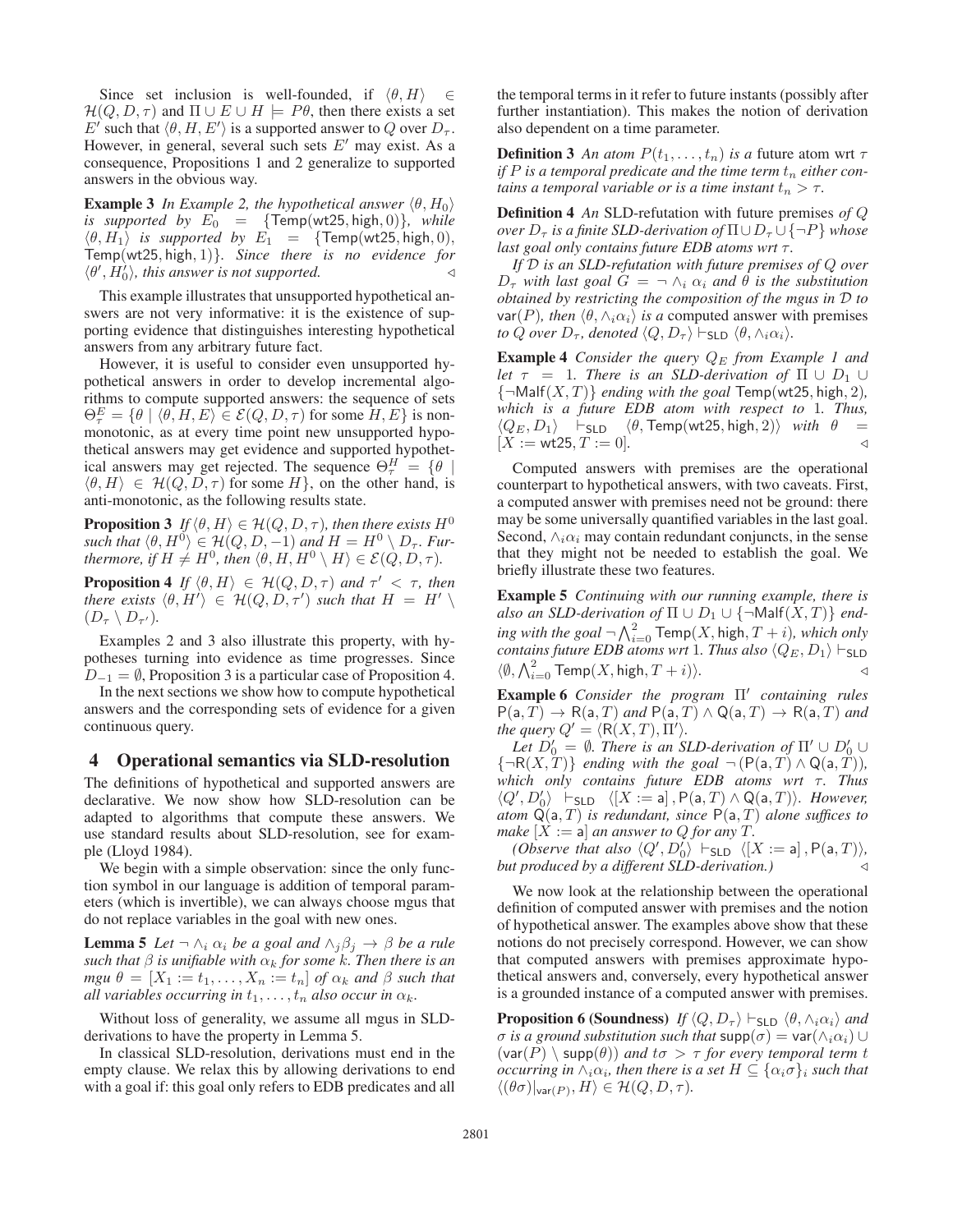Since set inclusion is well-founded, if $\langle\theta, H\rangle \in \mathcal{H}(Q, D, \tau)$ and $\Pi \cup E \cup H \models P\theta$, then there exists a set $E'$ such that $\langle\theta, H, E'\rangle$ is a supported answer to $Q$ over $D_\tau$. However, in general, several such sets $E'$ may exist. As a consequence, Propositions 1 and 2 generalize to supported answers in the obvious way.

**Example 3** *In Example 2, the hypothetical answer $\langle\theta, H_0\rangle$ is supported by $E_0 = \{\mathsf{Temp}(\mathsf{wt25}, \mathsf{high}, 0)\}$, while $\langle\theta, H_1\rangle$ is supported by $E_1 = \{\mathsf{Temp}(\mathsf{wt25}, \mathsf{high}, 0), \mathsf{Temp}(\mathsf{wt25}, \mathsf{high}, 1)\}$. Since there is no evidence for $\langle\theta', H_0'\rangle$, this answer is not supported.* ◁

This example illustrates that unsupported hypothetical answers are not very informative: it is the existence of supporting evidence that distinguishes interesting hypothetical answers from any arbitrary future fact.

However, it is useful to consider even unsupported hypothetical answers in order to develop incremental algorithms to compute supported answers: the sequence of sets $\Theta^E_\tau = \{\theta \mid \langle\theta, H, E\rangle \in \mathcal{E}(Q, D, \tau) \text{ for some } H, E\}$ is non-monotonic, as at every time point new unsupported hypothetical answers may get evidence and supported hypothetical answers may get rejected. The sequence $\Theta^H_\tau = \{\theta \mid \langle\theta, H\rangle \in \mathcal{H}(Q, D, \tau) \text{ for some } H\}$, on the other hand, is anti-monotonic, as the following results state.

**Proposition 3** *If $\langle\theta, H\rangle \in \mathcal{H}(Q, D, \tau)$, then there exists $H^0$ such that $\langle\theta, H^0\rangle \in \mathcal{H}(Q, D, -1)$ and $H = H^0 \setminus D_\tau$. Furthermore, if $H \neq H^0$, then $\langle\theta, H, H^0 \setminus H\rangle \in \mathcal{E}(Q, D, \tau)$.*

**Proposition 4** *If $\langle\theta, H\rangle \in \mathcal{H}(Q, D, \tau)$ and $\tau' < \tau$, then there exists $\langle\theta, H'\rangle \in \mathcal{H}(Q, D, \tau')$ such that $H = H' \setminus (D_\tau \setminus D_{\tau'})$.*

Examples 2 and 3 also illustrate this property, with hypotheses turning into evidence as time progresses. Since $D_{-1} = \emptyset$, Proposition 3 is a particular case of Proposition 4.

In the next sections we show how to compute hypothetical answers and the corresponding sets of evidence for a given continuous query.

## 4 Operational semantics via SLD-resolution

The definitions of hypothetical and supported answers are declarative. We now show how SLD-resolution can be adapted to algorithms that compute these answers. We use standard results about SLD-resolution, see for example (Lloyd 1984).

We begin with a simple observation: since the only function symbol in our language is addition of temporal parameters (which is invertible), we can always choose mgus that do not replace variables in the goal with new ones.

**Lemma 5** *Let $\neg \wedge_i \alpha_i$ be a goal and $\wedge_j \beta_j \rightarrow \beta$ be a rule such that $\beta$ is unifiable with $\alpha_k$ for some $k$. Then there is an mgu $\theta = [X_1 := t_1, \ldots, X_n := t_n]$ of $\alpha_k$ and $\beta$ such that all variables occurring in $t_1, \ldots, t_n$ also occur in $\alpha_k$.*

Without loss of generality, we assume all mgus in SLD-derivations to have the property in Lemma 5.

In classical SLD-resolution, derivations must end in the empty clause. We relax this by allowing derivations to end with a goal if: this goal only refers to EDB predicates and all the temporal terms in it refer to future instants (possibly after further instantiation). This makes the notion of derivation also dependent on a time parameter.

**Definition 3** *An atom $P(t_1, \ldots, t_n)$ is a* future atom wrt $\tau$ *if $P$ is a temporal predicate and the time term $t_n$ either contains a temporal variable or is a time instant $t_n > \tau$.*

**Definition 4** *An* SLD-refutation with future premises *of $Q$ over $D_\tau$ is a finite SLD-derivation of $\Pi \cup D_\tau \cup \{\neg P\}$ whose last goal only contains future EDB atoms wrt $\tau$.*

*If $\mathcal{D}$ is an SLD-refutation with future premises of $Q$ over $D_\tau$ with last goal $G = \neg \wedge_i \alpha_i$ and $\theta$ is the substitution obtained by restricting the composition of the mgus in $\mathcal{D}$ to $\mathsf{var}(P)$, then $\langle\theta, \wedge_i\alpha_i\rangle$ is a* computed answer with premises *to $Q$ over $D_\tau$, denoted $\langle Q, D_\tau\rangle \vdash_{\mathsf{SLD}} \langle\theta, \wedge_i\alpha_i\rangle$.*

**Example 4** *Consider the query $Q_E$ from Example 1 and let $\tau = 1$. There is an SLD-derivation of $\Pi \cup D_1 \cup \{\neg\mathsf{Malf}(X, T)\}$ ending with the goal $\mathsf{Temp}(\mathsf{wt25}, \mathsf{high}, 2)$, which is a future EDB atom with respect to 1. Thus, $\langle Q_E, D_1\rangle \vdash_{\mathsf{SLD}} \langle\theta, \mathsf{Temp}(\mathsf{wt25}, \mathsf{high}, 2)\rangle$ with $\theta = [X := \mathsf{wt25}, T := 0]$.* ◁

Computed answers with premises are the operational counterpart to hypothetical answers, with two caveats. First, a computed answer with premises need not be ground: there may be some universally quantified variables in the last goal. Second, $\wedge_i\alpha_i$ may contain redundant conjuncts, in the sense that they might not be needed to establish the goal. We briefly illustrate these two features.

**Example 5** *Continuing with our running example, there is also an SLD-derivation of $\Pi \cup D_1 \cup \{\neg\mathsf{Malf}(X, T)\}$ ending with the goal $\neg \bigwedge_{i=0}^{2} \mathsf{Temp}(X, \mathsf{high}, T + i)$, which only contains future EDB atoms wrt 1. Thus also $\langle Q_E, D_1\rangle \vdash_{\mathsf{SLD}} \langle\emptyset, \bigwedge_{i=0}^{2} \mathsf{Temp}(X, \mathsf{high}, T + i)\rangle$.* ◁

**Example 6** *Consider the program $\Pi'$ containing rules $\mathsf{P}(\mathsf{a}, T) \rightarrow \mathsf{R}(\mathsf{a}, T)$ and $\mathsf{P}(\mathsf{a}, T) \wedge \mathsf{Q}(\mathsf{a}, T) \rightarrow \mathsf{R}(\mathsf{a}, T)$ and the query $Q' = \langle\mathsf{R}(X, T), \Pi'\rangle$.*

*Let $D_0' = \emptyset$. There is an SLD-derivation of $\Pi' \cup D_0' \cup \{\neg\mathsf{R}(X, T)\}$ ending with the goal $\neg(\mathsf{P}(\mathsf{a}, T) \wedge \mathsf{Q}(\mathsf{a}, T))$, which only contains future EDB atoms wrt $\tau$. Thus $\langle Q', D_0'\rangle \vdash_{\mathsf{SLD}} \langle[X := \mathsf{a}], \mathsf{P}(\mathsf{a}, T) \wedge \mathsf{Q}(\mathsf{a}, T)\rangle$. However, atom $\mathsf{Q}(\mathsf{a}, T)$ is redundant, since $\mathsf{P}(\mathsf{a}, T)$ alone suffices to make $[X := \mathsf{a}]$ an answer to $Q$ for any $T$.*

*(Observe that also $\langle Q', D_0'\rangle \vdash_{\mathsf{SLD}} \langle[X := \mathsf{a}], \mathsf{P}(\mathsf{a}, T)\rangle$, but produced by a different SLD-derivation.)* ◁

We now look at the relationship between the operational definition of computed answer with premises and the notion of hypothetical answer. The examples above show that these notions do not precisely correspond. However, we can show that computed answers with premises approximate hypothetical answers and, conversely, every hypothetical answer is a grounded instance of a computed answer with premises.

**Proposition 6 (Soundness)** *If $\langle Q, D_\tau\rangle \vdash_{\mathsf{SLD}} \langle\theta, \wedge_i\alpha_i\rangle$ and $\sigma$ is a ground substitution such that $\mathsf{supp}(\sigma) = \mathsf{var}(\wedge_i\alpha_i) \cup (\mathsf{var}(P) \setminus \mathsf{supp}(\theta))$ and $t\sigma > \tau$ for every temporal term $t$ occurring in $\wedge_i\alpha_i$, then there is a set $H \subseteq \{\alpha_i\sigma\}_i$ such that $\langle(\theta\sigma)|_{\mathsf{var}(P)}, H\rangle \in \mathcal{H}(Q, D, \tau)$.*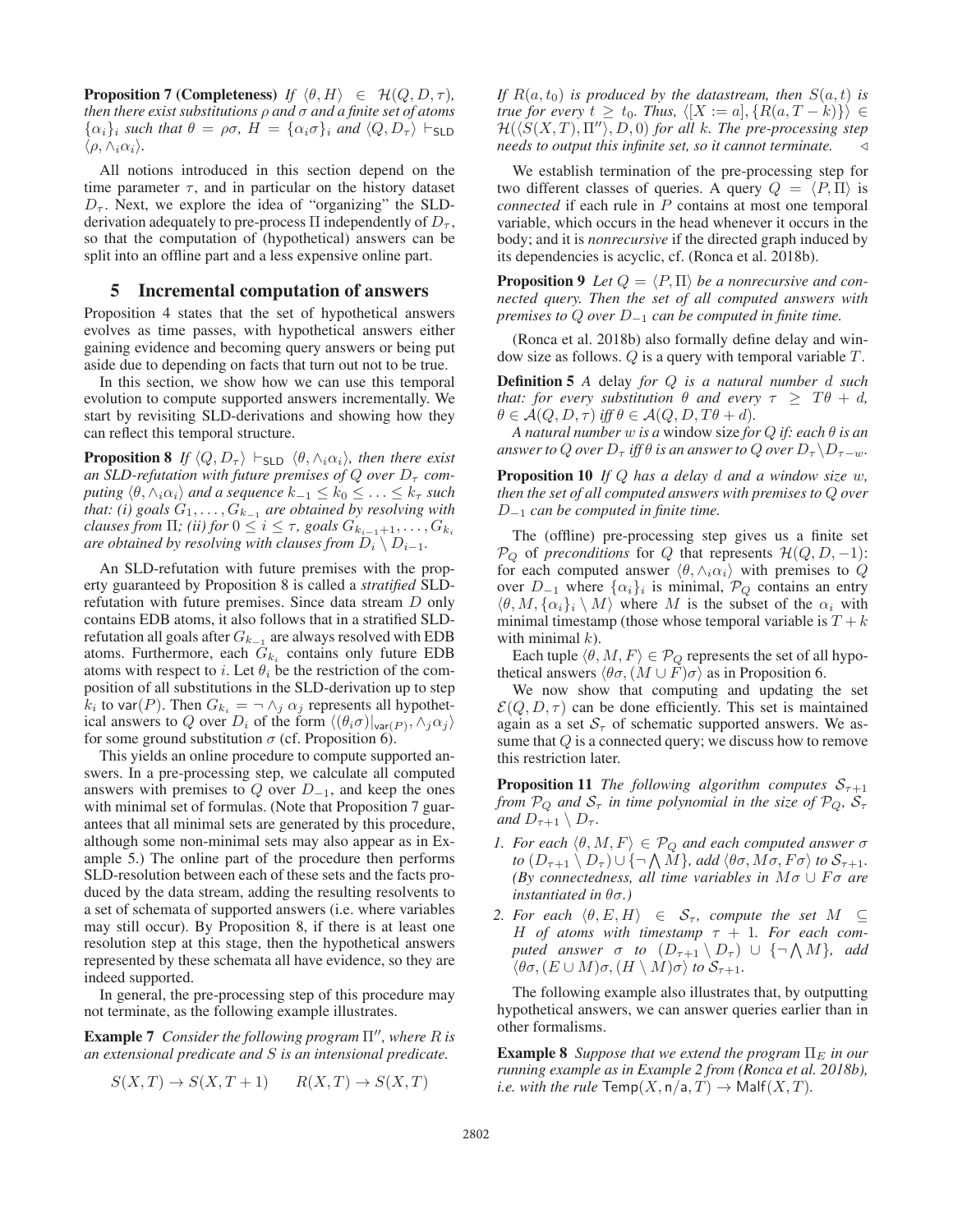**Proposition 7 (Completeness)** *If $\langle\theta, H\rangle \in \mathcal{H}(Q, D, \tau)$, then there exist substitutions $\rho$ and $\sigma$ and a finite set of atoms $\{\alpha_i\}_i$ such that $\theta = \rho\sigma$, $H = \{\alpha_i\sigma\}_i$ and $\langle Q, D_\tau\rangle \vdash_{\mathsf{SLD}} \langle\rho, \wedge_i\alpha_i\rangle$.*

All notions introduced in this section depend on the time parameter $\tau$, and in particular on the history dataset $D_\tau$. Next, we explore the idea of "organizing" the SLD-derivation adequately to pre-process $\Pi$ independently of $D_\tau$, so that the computation of (hypothetical) answers can be split into an offline part and a less expensive online part.

## 5 Incremental computation of answers

Proposition 4 states that the set of hypothetical answers evolves as time passes, with hypothetical answers either gaining evidence and becoming query answers or being put aside due to depending on facts that turn out not to be true.

In this section, we show how we can use this temporal evolution to compute supported answers incrementally. We start by revisiting SLD-derivations and showing how they can reflect this temporal structure.

**Proposition 8** *If $\langle Q, D_\tau\rangle \vdash_{\mathsf{SLD}} \langle\theta, \wedge_i\alpha_i\rangle$, then there exist an SLD-refutation with future premises of $Q$ over $D_\tau$ computing $\langle\theta, \wedge_i\alpha_i\rangle$ and a sequence $k_{-1} \leq k_0 \leq \ldots \leq k_\tau$ such that: (i) goals $G_1, \ldots, G_{k_{-1}}$ are obtained by resolving with clauses from $\Pi$; (ii) for $0 \leq i \leq \tau$, goals $G_{k_{i-1}+1}, \ldots, G_{k_i}$ are obtained by resolving with clauses from $D_i \setminus D_{i-1}$.*

An SLD-refutation with future premises with the property guaranteed by Proposition 8 is called a *stratified* SLD-refutation with future premises. Since data stream $D$ only contains EDB atoms, it also follows that in a stratified SLD-refutation all goals after $G_{k_{-1}}$ are always resolved with EDB atoms. Furthermore, each $G_{k_i}$ contains only future EDB atoms with respect to $i$. Let $\theta_i$ be the restriction of the composition of all substitutions in the SLD-derivation up to step $k_i$ to $\mathsf{var}(P)$. Then $G_{k_i} = \neg \wedge_j \alpha_j$ represents all hypothetical answers to $Q$ over $D_i$ of the form $\langle(\theta_i\sigma)|_{\mathsf{var}(P)}, \wedge_j\alpha_j\rangle$ for some ground substitution $\sigma$ (cf. Proposition 6).

This yields an online procedure to compute supported answers. In a pre-processing step, we calculate all computed answers with premises to $Q$ over $D_{-1}$, and keep the ones with minimal set of formulas. (Note that Proposition 7 guarantees that all minimal sets are generated by this procedure, although some non-minimal sets may also appear as in Example 5.) The online part of the procedure then performs SLD-resolution between each of these sets and the facts produced by the data stream, adding the resulting resolvents to a set of schemata of supported answers (i.e. where variables may still occur). By Proposition 8, if there is at least one resolution step at this stage, then the hypothetical answers represented by these schemata all have evidence, so they are indeed supported.

In general, the pre-processing step of this procedure may not terminate, as the following example illustrates.

**Example 7** *Consider the following program $\Pi''$, where $R$ is an extensional predicate and $S$ is an intensional predicate.*

$$S(X, T) \to S(X, T + 1) \qquad R(X, T) \to S(X, T)$$

*If $R(a, t_0)$ is produced by the datastream, then $S(a, t)$ is true for every $t \geq t_0$. Thus, $\langle[X := a], \{R(a, T - k)\}\rangle \in \mathcal{H}(\langle S(X, T), \Pi''\rangle, D, 0)$ for all $k$. The pre-processing step needs to output this infinite set, so it cannot terminate.* ◁

We establish termination of the pre-processing step for two different classes of queries. A query $Q = \langle P, \Pi\rangle$ is *connected* if each rule in $P$ contains at most one temporal variable, which occurs in the head whenever it occurs in the body; and it is *nonrecursive* if the directed graph induced by its dependencies is acyclic, cf. (Ronca et al. 2018b).

**Proposition 9** *Let $Q = \langle P, \Pi\rangle$ be a nonrecursive and connected query. Then the set of all computed answers with premises to $Q$ over $D_{-1}$ can be computed in finite time.*

(Ronca et al. 2018b) also formally define delay and window size as follows. $Q$ is a query with temporal variable $T$.

**Definition 5** *A* delay *for $Q$ is a natural number $d$ such that: for every substitution $\theta$ and every $\tau \geq T\theta + d$, $\theta \in \mathcal{A}(Q, D, \tau)$ iff $\theta \in \mathcal{A}(Q, D, T\theta + d)$.*

*A natural number $w$ is a* window size *for $Q$ if: each $\theta$ is an answer to $Q$ over $D_\tau$ iff $\theta$ is an answer to $Q$ over $D_\tau \setminus D_{\tau-w}$.*

**Proposition 10** *If $Q$ has a delay $d$ and a window size $w$, then the set of all computed answers with premises to $Q$ over $D_{-1}$ can be computed in finite time.*

The (offline) pre-processing step gives us a finite set $\mathcal{P}_Q$ of *preconditions* for $Q$ that represents $\mathcal{H}(Q, D, -1)$: for each computed answer $\langle\theta, \wedge_i\alpha_i\rangle$ with premises to $Q$ over $D_{-1}$ where $\{\alpha_i\}_i$ is minimal, $\mathcal{P}_Q$ contains an entry $\langle\theta, M, \{\alpha_i\}_i \setminus M\rangle$ where $M$ is the subset of the $\alpha_i$ with minimal timestamp (those whose temporal variable is $T + k$ with minimal $k$).

Each tuple $\langle\theta, M, F\rangle \in \mathcal{P}_Q$ represents the set of all hypothetical answers $\langle\theta\sigma, (M \cup F)\sigma\rangle$ as in Proposition 6.

We now show that computing and updating the set $\mathcal{E}(Q, D, \tau)$ can be done efficiently. This set is maintained again as a set $\mathcal{S}_\tau$ of schematic supported answers. We assume that $Q$ is a connected query; we discuss how to remove this restriction later.

**Proposition 11** *The following algorithm computes $\mathcal{S}_{\tau+1}$ from $\mathcal{P}_Q$ and $\mathcal{S}_\tau$ in time polynomial in the size of $\mathcal{P}_Q$, $\mathcal{S}_\tau$ and $D_{\tau+1} \setminus D_\tau$.*

1. *For each $\langle\theta, M, F\rangle \in \mathcal{P}_Q$ and each computed answer $\sigma$ to $(D_{\tau+1} \setminus D_\tau) \cup \{\neg \bigwedge M\}$, add $\langle\theta\sigma, M\sigma, F\sigma\rangle$ to $\mathcal{S}_{\tau+1}$. (By connectedness, all time variables in $M\sigma \cup F\sigma$ are instantiated in $\theta\sigma$.)*
2. *For each $\langle\theta, E, H\rangle \in \mathcal{S}_\tau$, compute the set $M \subseteq H$ of atoms with timestamp $\tau + 1$. For each computed answer $\sigma$ to $(D_{\tau+1} \setminus D_\tau) \cup \{\neg \bigwedge M\}$, add $\langle\theta\sigma, (E \cup M)\sigma, (H \setminus M)\sigma\rangle$ to $\mathcal{S}_{\tau+1}$.*

The following example also illustrates that, by outputting hypothetical answers, we can answer queries earlier than in other formalisms.

**Example 8** *Suppose that we extend the program $\Pi_E$ in our running example as in Example 2 from (Ronca et al. 2018b), i.e. with the rule $\mathsf{Temp}(X, \mathsf{n/a}, T) \to \mathsf{Malf}(X, T)$.*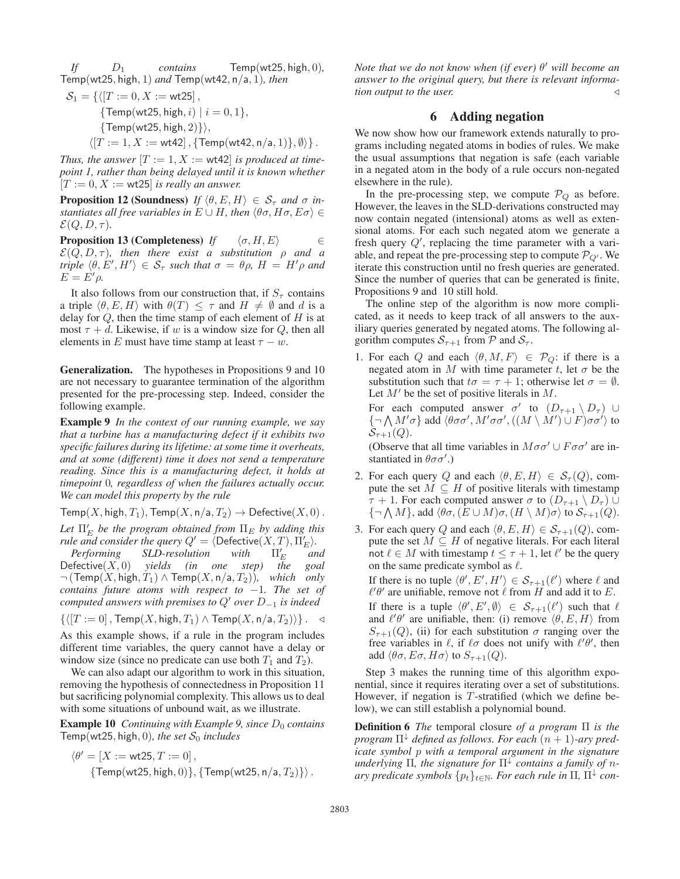*If $D_1$ contains $\mathsf{Temp}(\mathsf{wt25}, \mathsf{high}, 0)$, $\mathsf{Temp}(\mathsf{wt25}, \mathsf{high}, 1)$ and $\mathsf{Temp}(\mathsf{wt42}, \mathsf{n/a}, 1)$, then*

$$\begin{aligned}\mathcal{S}_1 = \{&\langle [T := 0, X := \mathsf{wt25}]\,, \\ &\{\mathsf{Temp}(\mathsf{wt25}, \mathsf{high}, i) \mid i = 0, 1\}, \\ &\{\mathsf{Temp}(\mathsf{wt25}, \mathsf{high}, 2)\}\rangle, \\ &\langle [T := 1, X := \mathsf{wt42}]\,, \{\mathsf{Temp}(\mathsf{wt42}, \mathsf{n/a}, 1)\}, \emptyset\rangle\}\,.\end{aligned}$$

*Thus, the answer $[T := 1, X := \mathsf{wt42}]$ is produced at timepoint 1, rather than being delayed until it is known whether $[T := 0, X := \mathsf{wt25}]$ is really an answer.*

**Proposition 12 (Soundness)** *If $\langle \theta, E, H\rangle \in \mathcal{S}_\tau$ and $\sigma$ instantiates all free variables in $E \cup H$, then $\langle \theta\sigma, H\sigma, E\sigma\rangle \in \mathcal{E}(Q, D, \tau)$.*

**Proposition 13 (Completeness)** *If $\langle \sigma, H, E\rangle \in \mathcal{E}(Q, D, \tau)$, then there exist a substitution $\rho$ and a triple $\langle \theta, E', H'\rangle \in \mathcal{S}_\tau$ such that $\sigma = \theta\rho$, $H = H'\rho$ and $E = E'\rho$.*

It also follows from our construction that, if $S_\tau$ contains a triple $\langle \theta, E, H\rangle$ with $\theta(T) \leq \tau$ and $H \neq \emptyset$ and $d$ is a delay for $Q$, then the time stamp of each element of $H$ is at most $\tau + d$. Likewise, if $w$ is a window size for $Q$, then all elements in $E$ must have time stamp at least $\tau - w$.

**Generalization.** The hypotheses in Propositions 9 and 10 are not necessary to guarantee termination of the algorithm presented for the pre-processing step. Indeed, consider the following example.

**Example 9** *In the context of our running example, we say that a turbine has a manufacturing defect if it exhibits two specific failures during its lifetime: at some time it overheats, and at some (different) time it does not send a temperature reading. Since this is a manufacturing defect, it holds at timepoint 0, regardless of when the failures actually occur. We can model this property by the rule*

$$\mathsf{Temp}(X, \mathsf{high}, T_1), \mathsf{Temp}(X, \mathsf{n/a}, T_2) \rightarrow \mathsf{Defective}(X, 0)\,.$$

*Let $\Pi'_E$ be the program obtained from $\Pi_E$ by adding this rule and consider the query $Q' = \langle \mathsf{Defective}(X, T), \Pi'_E\rangle$.*

*Performing SLD-resolution with $\Pi'_E$ and $\mathsf{Defective}(X, 0)$ yields (in one step) the goal $\neg(\mathsf{Temp}(X, \mathsf{high}, T_1) \wedge \mathsf{Temp}(X, \mathsf{n/a}, T_2))$, which only contains future atoms with respect to $-1$. The set of computed answers with premises to $Q'$ over $D_{-1}$ is indeed*

$$\{\langle [T := 0]\,, \mathsf{Temp}(X, \mathsf{high}, T_1) \wedge \mathsf{Temp}(X, \mathsf{n/a}, T_2)\rangle\}\,. \quad \triangleleft$$

As this example shows, if a rule in the program includes different time variables, the query cannot have a delay or window size (since no predicate can use both $T_1$ and $T_2$).

We can also adapt our algorithm to work in this situation, removing the hypothesis of connectedness in Proposition 11 but sacrificing polynomial complexity. This allows us to deal with some situations of unbound wait, as we illustrate.

**Example 10** *Continuing with Example 9, since $D_0$ contains $\mathsf{Temp}(\mathsf{wt25}, \mathsf{high}, 0)$, the set $\mathcal{S}_0$ includes*

$$\begin{aligned}\langle \theta' = [X := \mathsf{wt25}, T := 0]\,, \\ \{\mathsf{Temp}(\mathsf{wt25}, \mathsf{high}, 0)\}, \{\mathsf{Temp}(\mathsf{wt25}, \mathsf{n/a}, T_2)\}\rangle\,.\end{aligned}$$

*Note that we do not know when (if ever) $\theta'$ will become an answer to the original query, but there is relevant information output to the user.* $\triangleleft$

## 6 Adding negation

We now show how our framework extends naturally to programs including negated atoms in bodies of rules. We make the usual assumptions that negation is safe (each variable in a negated atom in the body of a rule occurs non-negated elsewhere in the rule).

In the pre-processing step, we compute $\mathcal{P}_Q$ as before. However, the leaves in the SLD-derivations constructed may now contain negated (intensional) atoms as well as extensional atoms. For each such negated atom we generate a fresh query $Q'$, replacing the time parameter with a variable, and repeat the pre-processing step to compute $\mathcal{P}_{Q'}$. We iterate this construction until no fresh queries are generated. Since the number of queries that can be generated is finite, Propositions 9 and 10 still hold.

The online step of the algorithm is now more complicated, as it needs to keep track of all answers to the auxiliary queries generated by negated atoms. The following algorithm computes $\mathcal{S}_{\tau+1}$ from $\mathcal{P}$ and $\mathcal{S}_\tau$.

1. For each $Q$ and each $\langle \theta, M, F\rangle \in \mathcal{P}_Q$: if there is a negated atom in $M$ with time parameter $t$, let $\sigma$ be the substitution such that $t\sigma = \tau + 1$; otherwise let $\sigma = \emptyset$. Let $M'$ be the set of positive literals in $M$.

   For each computed answer $\sigma'$ to $(D_{\tau+1} \setminus D_\tau) \cup \{\neg \bigwedge M'\sigma\}$ add $\langle \theta\sigma\sigma', M'\sigma\sigma', ((M \setminus M') \cup F)\sigma\sigma'\rangle$ to $\mathcal{S}_{\tau+1}(Q)$.

   (Observe that all time variables in $M\sigma\sigma' \cup F\sigma\sigma'$ are instantiated in $\theta\sigma\sigma'$.)

2. For each query $Q$ and each $\langle \theta, E, H\rangle \in \mathcal{S}_\tau(Q)$, compute the set $M \subseteq H$ of positive literals with timestamp $\tau + 1$. For each computed answer $\sigma$ to $(D_{\tau+1} \setminus D_\tau) \cup \{\neg \bigwedge M\}$, add $\langle \theta\sigma, (E \cup M)\sigma, (H \setminus M)\sigma\rangle$ to $\mathcal{S}_{\tau+1}(Q)$.

3. For each query $Q$ and each $\langle \theta, E, H\rangle \in \mathcal{S}_{\tau+1}(Q)$, compute the set $M \subseteq H$ of negative literals. For each literal $\mathsf{not}\ \ell \in M$ with timestamp $t \leq \tau + 1$, let $\ell'$ be the query on the same predicate symbol as $\ell$.

   If there is no tuple $\langle \theta', E', H'\rangle \in \mathcal{S}_{\tau+1}(\ell')$ where $\ell$ and $\ell'\theta'$ are unifiable, remove $\mathsf{not}\ \ell$ from $H$ and add it to $E$.

   If there is a tuple $\langle \theta', E', \emptyset\rangle \in \mathcal{S}_{\tau+1}(\ell')$ such that $\ell$ and $\ell'\theta'$ are unifiable, then: (i) remove $\langle \theta, E, H\rangle$ from $S_{\tau+1}(Q)$, (ii) for each substitution $\sigma$ ranging over the free variables in $\ell$, if $\ell\sigma$ does not unify with $\ell'\theta'$, then add $\langle \theta\sigma, E\sigma, H\sigma\rangle$ to $S_{\tau+1}(Q)$.

Step 3 makes the running time of this algorithm exponential, since it requires iterating over a set of substitutions. However, if negation is $T$-stratified (which we define below), we can still establish a polynomial bound.

**Definition 6** *The* temporal closure *of a program $\Pi$ is the program $\Pi^\downarrow$ defined as follows. For each $(n+1)$-ary predicate symbol $p$ with a temporal argument in the signature underlying $\Pi$, the signature for $\Pi^\downarrow$ contains a family of $n$-ary predicate symbols $\{p_t\}_{t\in\mathbb{N}}$. For each rule in $\Pi$, $\Pi^\downarrow$ con-*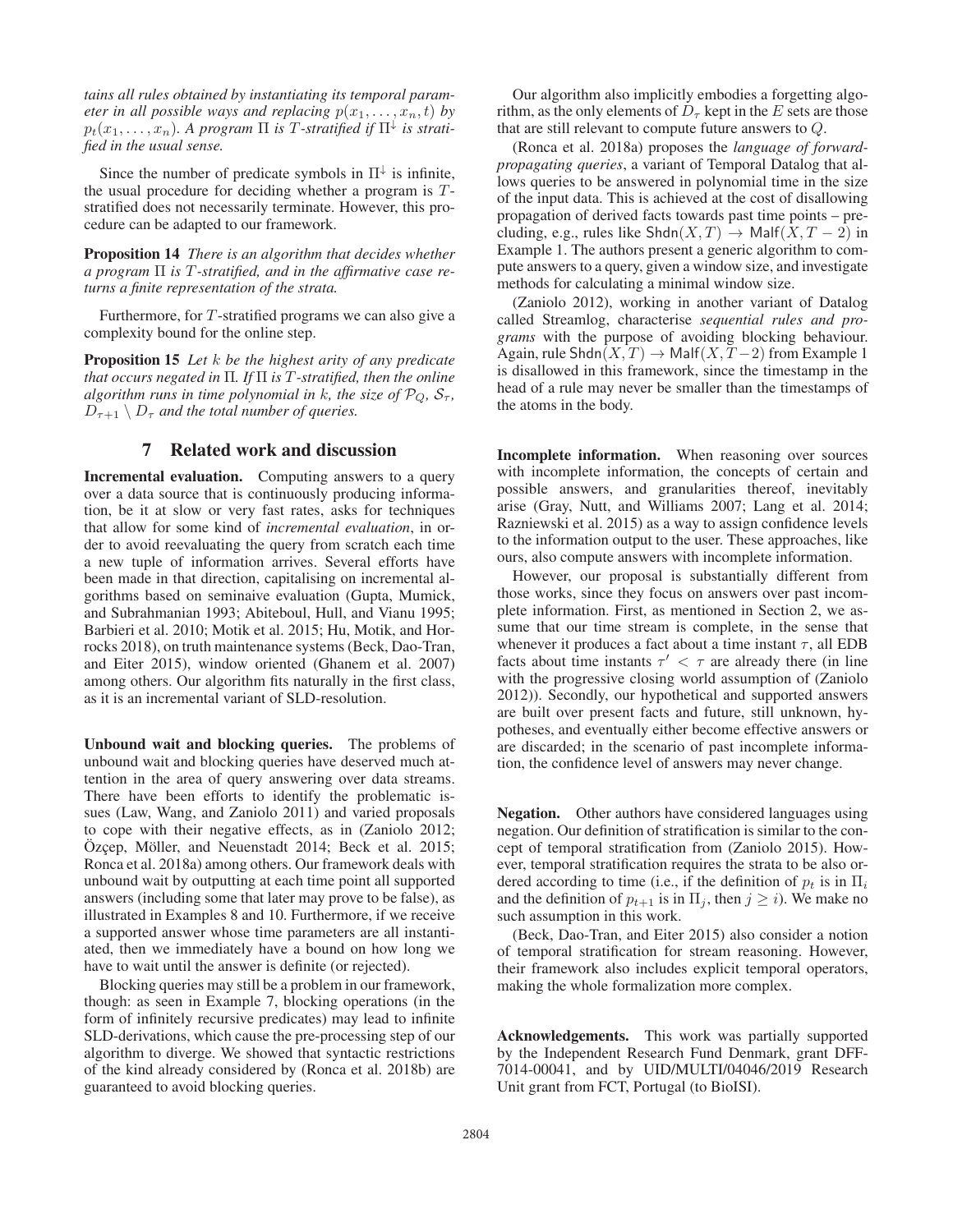*tains all rules obtained by instantiating its temporal parameter in all possible ways and replacing $p(x_1, \ldots, x_n, t)$ by $p_t(x_1, \ldots, x_n)$. A program $\Pi$ is $T$-stratified if $\Pi^{\downarrow}$ is stratified in the usual sense.*

Since the number of predicate symbols in $\Pi^{\downarrow}$ is infinite, the usual procedure for deciding whether a program is $T$-stratified does not necessarily terminate. However, this procedure can be adapted to our framework.

**Proposition 14** *There is an algorithm that decides whether a program $\Pi$ is $T$-stratified, and in the affirmative case returns a finite representation of the strata.*

Furthermore, for $T$-stratified programs we can also give a complexity bound for the online step.

**Proposition 15** *Let $k$ be the highest arity of any predicate that occurs negated in $\Pi$. If $\Pi$ is $T$-stratified, then the online algorithm runs in time polynomial in $k$, the size of $\mathcal{P}_Q$, $\mathcal{S}_\tau$, $D_{\tau+1} \setminus D_\tau$ and the total number of queries.*

## 7 Related work and discussion

**Incremental evaluation.** Computing answers to a query over a data source that is continuously producing information, be it at slow or very fast rates, asks for techniques that allow for some kind of *incremental evaluation*, in order to avoid reevaluating the query from scratch each time a new tuple of information arrives. Several efforts have been made in that direction, capitalising on incremental algorithms based on seminaive evaluation (Gupta, Mumick, and Subrahmanian 1993; Abiteboul, Hull, and Vianu 1995; Barbieri et al. 2010; Motik et al. 2015; Hu, Motik, and Horrocks 2018), on truth maintenance systems (Beck, Dao-Tran, and Eiter 2015), window oriented (Ghanem et al. 2007) among others. Our algorithm fits naturally in the first class, as it is an incremental variant of SLD-resolution.

**Unbound wait and blocking queries.** The problems of unbound wait and blocking queries have deserved much attention in the area of query answering over data streams. There have been efforts to identify the problematic issues (Law, Wang, and Zaniolo 2011) and varied proposals to cope with their negative effects, as in (Zaniolo 2012; Özçep, Möller, and Neuenstadt 2014; Beck et al. 2015; Ronca et al. 2018a) among others. Our framework deals with unbound wait by outputting at each time point all supported answers (including some that later may prove to be false), as illustrated in Examples 8 and 10. Furthermore, if we receive a supported answer whose time parameters are all instantiated, then we immediately have a bound on how long we have to wait until the answer is definite (or rejected).

Blocking queries may still be a problem in our framework, though: as seen in Example 7, blocking operations (in the form of infinitely recursive predicates) may lead to infinite SLD-derivations, which cause the pre-processing step of our algorithm to diverge. We showed that syntactic restrictions of the kind already considered by (Ronca et al. 2018b) are guaranteed to avoid blocking queries.

Our algorithm also implicitly embodies a forgetting algorithm, as the only elements of $D_\tau$ kept in the $E$ sets are those that are still relevant to compute future answers to $Q$.

(Ronca et al. 2018a) proposes the *language of forward-propagating queries*, a variant of Temporal Datalog that allows queries to be answered in polynomial time in the size of the input data. This is achieved at the cost of disallowing propagation of derived facts towards past time points – precluding, e.g., rules like $\mathsf{Shdn}(X,T) \to \mathsf{Malf}(X,T-2)$ in Example 1. The authors present a generic algorithm to compute answers to a query, given a window size, and investigate methods for calculating a minimal window size.

(Zaniolo 2012), working in another variant of Datalog called Streamlog, characterise *sequential rules and programs* with the purpose of avoiding blocking behaviour. Again, rule $\mathsf{Shdn}(X,T) \to \mathsf{Malf}(X,T-2)$ from Example 1 is disallowed in this framework, since the timestamp in the head of a rule may never be smaller than the timestamps of the atoms in the body.

**Incomplete information.** When reasoning over sources with incomplete information, the concepts of certain and possible answers, and granularities thereof, inevitably arise (Gray, Nutt, and Williams 2007; Lang et al. 2014; Razniewski et al. 2015) as a way to assign confidence levels to the information output to the user. These approaches, like ours, also compute answers with incomplete information.

However, our proposal is substantially different from those works, since they focus on answers over past incomplete information. First, as mentioned in Section 2, we assume that our time stream is complete, in the sense that whenever it produces a fact about a time instant $\tau$, all EDB facts about time instants $\tau' < \tau$ are already there (in line with the progressive closing world assumption of (Zaniolo 2012)). Secondly, our hypothetical and supported answers are built over present facts and future, still unknown, hypotheses, and eventually either become effective answers or are discarded; in the scenario of past incomplete information, the confidence level of answers may never change.

**Negation.** Other authors have considered languages using negation. Our definition of stratification is similar to the concept of temporal stratification from (Zaniolo 2015). However, temporal stratification requires the strata to be also ordered according to time (i.e., if the definition of $p_t$ is in $\Pi_i$ and the definition of $p_{t+1}$ is in $\Pi_j$, then $j \geq i$). We make no such assumption in this work.

(Beck, Dao-Tran, and Eiter 2015) also consider a notion of temporal stratification for stream reasoning. However, their framework also includes explicit temporal operators, making the whole formalization more complex.

**Acknowledgements.** This work was partially supported by the Independent Research Fund Denmark, grant DFF-7014-00041, and by UID/MULTI/04046/2019 Research Unit grant from FCT, Portugal (to BioISI).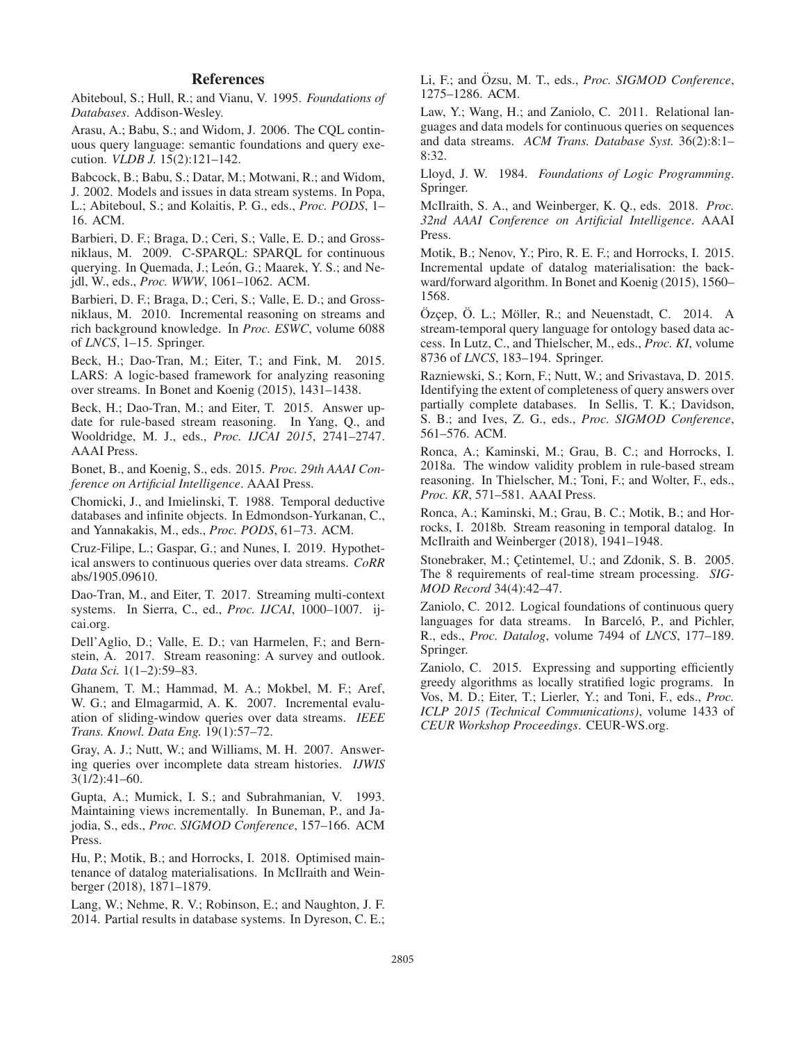## References

Abiteboul, S.; Hull, R.; and Vianu, V. 1995. *Foundations of Databases*. Addison-Wesley.

Arasu, A.; Babu, S.; and Widom, J. 2006. The CQL continuous query language: semantic foundations and query execution. *VLDB J.* 15(2):121–142.

Babcock, B.; Babu, S.; Datar, M.; Motwani, R.; and Widom, J. 2002. Models and issues in data stream systems. In Popa, L.; Abiteboul, S.; and Kolaitis, P. G., eds., *Proc. PODS*, 1–16. ACM.

Barbieri, D. F.; Braga, D.; Ceri, S.; Valle, E. D.; and Grossniklaus, M. 2009. C-SPARQL: SPARQL for continuous querying. In Quemada, J.; León, G.; Maarek, Y. S.; and Nejdl, W., eds., *Proc. WWW*, 1061–1062. ACM.

Barbieri, D. F.; Braga, D.; Ceri, S.; Valle, E. D.; and Grossniklaus, M. 2010. Incremental reasoning on streams and rich background knowledge. In *Proc. ESWC*, volume 6088 of *LNCS*, 1–15. Springer.

Beck, H.; Dao-Tran, M.; Eiter, T.; and Fink, M. 2015. LARS: A logic-based framework for analyzing reasoning over streams. In Bonet and Koenig (2015), 1431–1438.

Beck, H.; Dao-Tran, M.; and Eiter, T. 2015. Answer update for rule-based stream reasoning. In Yang, Q., and Wooldridge, M. J., eds., *Proc. IJCAI 2015*, 2741–2747. AAAI Press.

Bonet, B., and Koenig, S., eds. 2015. *Proc. 29th AAAI Conference on Artificial Intelligence*. AAAI Press.

Chomicki, J., and Imielinski, T. 1988. Temporal deductive databases and infinite objects. In Edmondson-Yurkanan, C., and Yannakakis, M., eds., *Proc. PODS*, 61–73. ACM.

Cruz-Filipe, L.; Gaspar, G.; and Nunes, I. 2019. Hypothetical answers to continuous queries over data streams. *CoRR* abs/1905.09610.

Dao-Tran, M., and Eiter, T. 2017. Streaming multi-context systems. In Sierra, C., ed., *Proc. IJCAI*, 1000–1007. ijcai.org.

Dell'Aglio, D.; Valle, E. D.; van Harmelen, F.; and Bernstein, A. 2017. Stream reasoning: A survey and outlook. *Data Sci.* 1(1–2):59–83.

Ghanem, T. M.; Hammad, M. A.; Mokbel, M. F.; Aref, W. G.; and Elmagarmid, A. K. 2007. Incremental evaluation of sliding-window queries over data streams. *IEEE Trans. Knowl. Data Eng.* 19(1):57–72.

Gray, A. J.; Nutt, W.; and Williams, M. H. 2007. Answering queries over incomplete data stream histories. *IJWIS* 3(1/2):41–60.

Gupta, A.; Mumick, I. S.; and Subrahmanian, V. 1993. Maintaining views incrementally. In Buneman, P., and Jajodia, S., eds., *Proc. SIGMOD Conference*, 157–166. ACM Press.

Hu, P.; Motik, B.; and Horrocks, I. 2018. Optimised maintenance of datalog materialisations. In McIlraith and Weinberger (2018), 1871–1879.

Lang, W.; Nehme, R. V.; Robinson, E.; and Naughton, J. F. 2014. Partial results in database systems. In Dyreson, C. E.; Li, F.; and Özsu, M. T., eds., *Proc. SIGMOD Conference*, 1275–1286. ACM.

Law, Y.; Wang, H.; and Zaniolo, C. 2011. Relational languages and data models for continuous queries on sequences and data streams. *ACM Trans. Database Syst.* 36(2):8:1–8:32.

Lloyd, J. W. 1984. *Foundations of Logic Programming*. Springer.

McIlraith, S. A., and Weinberger, K. Q., eds. 2018. *Proc. 32nd AAAI Conference on Artificial Intelligence*. AAAI Press.

Motik, B.; Nenov, Y.; Piro, R. E. F.; and Horrocks, I. 2015. Incremental update of datalog materialisation: the backward/forward algorithm. In Bonet and Koenig (2015), 1560–1568.

Özçep, Ö. L.; Möller, R.; and Neuenstadt, C. 2014. A stream-temporal query language for ontology based data access. In Lutz, C., and Thielscher, M., eds., *Proc. KI*, volume 8736 of *LNCS*, 183–194. Springer.

Razniewski, S.; Korn, F.; Nutt, W.; and Srivastava, D. 2015. Identifying the extent of completeness of query answers over partially complete databases. In Sellis, T. K.; Davidson, S. B.; and Ives, Z. G., eds., *Proc. SIGMOD Conference*, 561–576. ACM.

Ronca, A.; Kaminski, M.; Grau, B. C.; and Horrocks, I. 2018a. The window validity problem in rule-based stream reasoning. In Thielscher, M.; Toni, F.; and Wolter, F., eds., *Proc. KR*, 571–581. AAAI Press.

Ronca, A.; Kaminski, M.; Grau, B. C.; Motik, B.; and Horrocks, I. 2018b. Stream reasoning in temporal datalog. In McIlraith and Weinberger (2018), 1941–1948.

Stonebraker, M.; Çetintemel, U.; and Zdonik, S. B. 2005. The 8 requirements of real-time stream processing. *SIGMOD Record* 34(4):42–47.

Zaniolo, C. 2012. Logical foundations of continuous query languages for data streams. In Barceló, P., and Pichler, R., eds., *Proc. Datalog*, volume 7494 of *LNCS*, 177–189. Springer.

Zaniolo, C. 2015. Expressing and supporting efficiently greedy algorithms as locally stratified logic programs. In Vos, M. D.; Eiter, T.; Lierler, Y.; and Toni, F., eds., *Proc. ICLP 2015 (Technical Communications)*, volume 1433 of *CEUR Workshop Proceedings*. CEUR-WS.org.